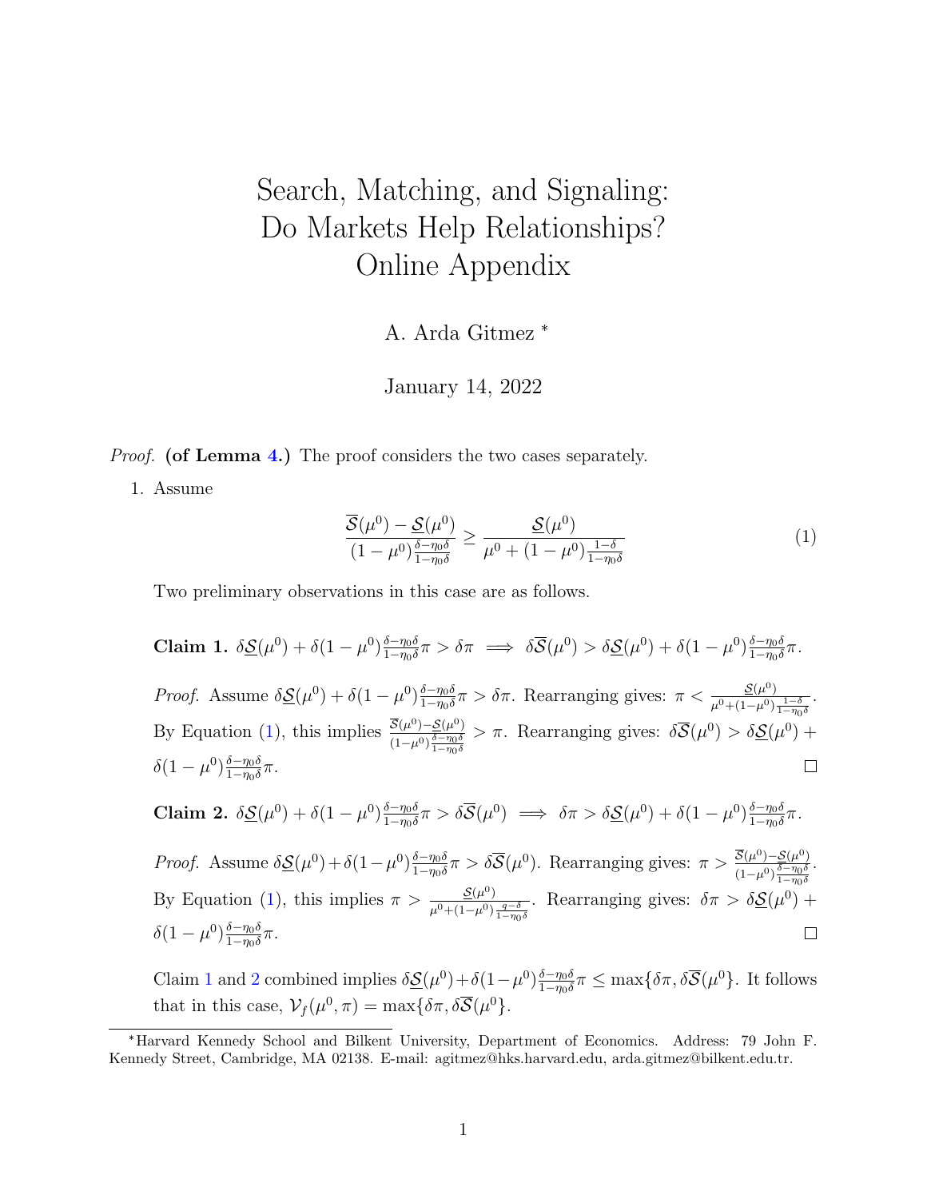# Search, Matching, and Signaling: Do Markets Help Relationships? Online Appendix

A. Arda Gitmez [*]

January 14, 2022

*Proof.* **(of Lemma 4.)** The proof considers the two cases separately.

1. Assume

$$\frac{\overline{\mathcal{S}}(\mu^0) - \underline{\mathcal{S}}(\mu^0)}{(1-\mu^0)\frac{\delta - \eta_0 \delta}{1-\eta_0 \delta}} \geq \frac{\underline{\mathcal{S}}(\mu^0)}{\mu^0 + (1-\mu^0)\frac{1-\delta}{1-\eta_0 \delta}} \tag{1}$$

Two preliminary observations in this case are as follows.

**Claim 1.** $\delta \underline{\mathcal{S}}(\mu^0) + \delta(1-\mu^0)\frac{\delta - \eta_0\delta}{1-\eta_0\delta}\pi > \delta\pi \implies \delta\overline{\mathcal{S}}(\mu^0) > \delta\underline{\mathcal{S}}(\mu^0) + \delta(1-\mu^0)\frac{\delta-\eta_0\delta}{1-\eta_0\delta}\pi.$

*Proof.* Assume $\delta \underline{\mathcal{S}}(\mu^0) + \delta(1-\mu^0)\frac{\delta - \eta_0\delta}{1-\eta_0\delta}\pi > \delta\pi$. Rearranging gives: $\pi < \frac{\underline{\mathcal{S}}(\mu^0)}{\mu^0 + (1-\mu^0)\frac{1-\delta}{1-\eta_0\delta}}$. By Equation (1), this implies $\frac{\overline{\mathcal{S}}(\mu^0) - \underline{\mathcal{S}}(\mu^0)}{(1-\mu^0)\frac{\delta-\eta_0\delta}{1-\eta_0\delta}} > \pi$. Rearranging gives: $\delta\overline{\mathcal{S}}(\mu^0) > \delta\underline{\mathcal{S}}(\mu^0) + \delta(1-\mu^0)\frac{\delta-\eta_0\delta}{1-\eta_0\delta}\pi$. □

**Claim 2.** $\delta \underline{\mathcal{S}}(\mu^0) + \delta(1-\mu^0)\frac{\delta - \eta_0\delta}{1-\eta_0\delta}\pi > \delta\overline{\mathcal{S}}(\mu^0) \implies \delta\pi > \delta\underline{\mathcal{S}}(\mu^0) + \delta(1-\mu^0)\frac{\delta-\eta_0\delta}{1-\eta_0\delta}\pi.$

*Proof.* Assume $\delta \underline{\mathcal{S}}(\mu^0) + \delta(1-\mu^0)\frac{\delta - \eta_0\delta}{1-\eta_0\delta}\pi > \delta\overline{\mathcal{S}}(\mu^0)$. Rearranging gives: $\pi > \frac{\overline{\mathcal{S}}(\mu^0) - \underline{\mathcal{S}}(\mu^0)}{(1-\mu^0)\frac{\delta-\eta_0\delta}{1-\eta_0\delta}}$. By Equation (1), this implies $\pi > \frac{\underline{\mathcal{S}}(\mu^0)}{\mu^0 + (1-\mu^0)\frac{q-\delta}{1-\eta_0\delta}}$. Rearranging gives: $\delta\pi > \delta\underline{\mathcal{S}}(\mu^0) + \delta(1-\mu^0)\frac{\delta-\eta_0\delta}{1-\eta_0\delta}\pi$. □

Claim 1 and 2 combined implies $\delta \underline{\mathcal{S}}(\mu^0) + \delta(1-\mu^0)\frac{\delta - \eta_0\delta}{1-\eta_0\delta}\pi \leq \max\{\delta\pi, \delta\overline{\mathcal{S}}(\mu^0)\}$. It follows that in this case, $\mathcal{V}_f(\mu^0, \pi) = \max\{\delta\pi, \delta\overline{\mathcal{S}}(\mu^0)\}$.

[*] Harvard Kennedy School and Bilkent University, Department of Economics. Address: 79 John F. Kennedy Street, Cambridge, MA 02138. E-mail: agitmez@hks.harvard.edu, arda.gitmez@bilkent.edu.tr.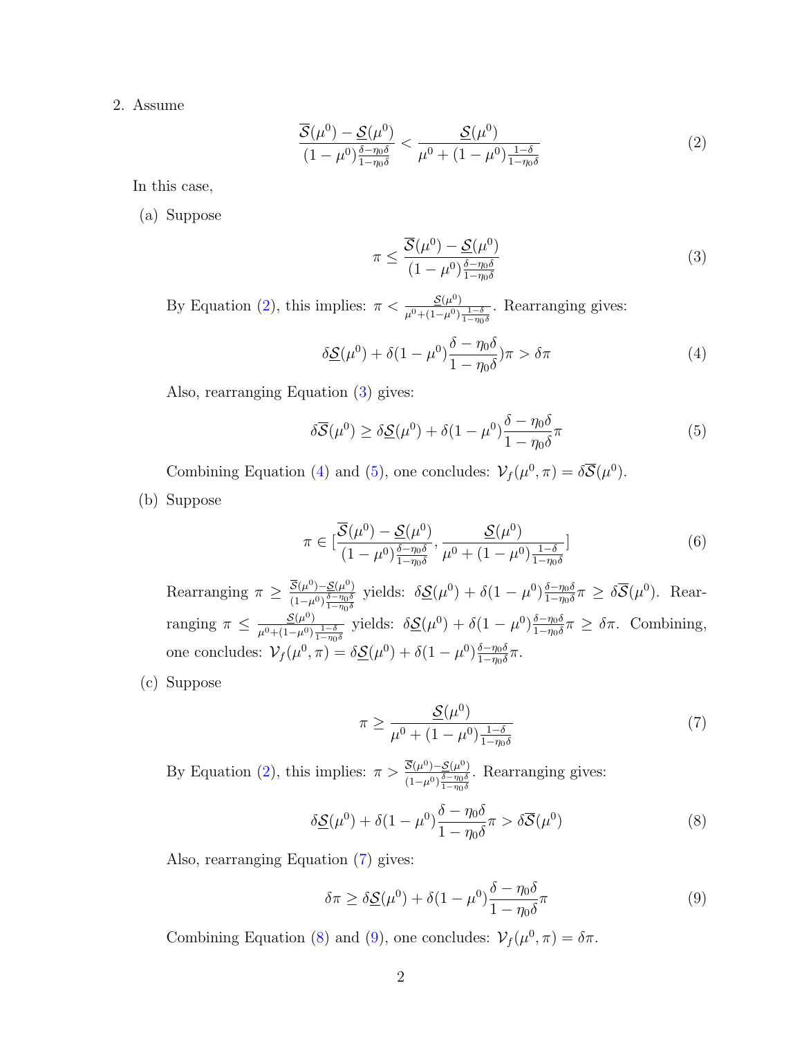2. Assume

$$\frac{\overline{\mathcal{S}}(\mu^0) - \underline{\mathcal{S}}(\mu^0)}{(1-\mu^0)\frac{\delta-\eta_0\delta}{1-\eta_0\delta}} < \frac{\underline{\mathcal{S}}(\mu^0)}{\mu^0 + (1-\mu^0)\frac{1-\delta}{1-\eta_0\delta}} \tag{2}$$

In this case,

(a) Suppose

$$\pi \leq \frac{\overline{\mathcal{S}}(\mu^0) - \underline{\mathcal{S}}(\mu^0)}{(1-\mu^0)\frac{\delta-\eta_0\delta}{1-\eta_0\delta}} \tag{3}$$

By Equation (2), this implies: $\pi < \frac{\underline{\mathcal{S}}(\mu^0)}{\mu^0+(1-\mu^0)\frac{1-\delta}{1-\eta_0\delta}}$. Rearranging gives:

$$\delta\underline{\mathcal{S}}(\mu^0) + \delta(1-\mu^0)\frac{\delta-\eta_0\delta}{1-\eta_0\delta})\pi > \delta\pi \tag{4}$$

Also, rearranging Equation (3) gives:

$$\delta\overline{\mathcal{S}}(\mu^0) \geq \delta\underline{\mathcal{S}}(\mu^0) + \delta(1-\mu^0)\frac{\delta-\eta_0\delta}{1-\eta_0\delta}\pi \tag{5}$$

Combining Equation (4) and (5), one concludes: $\mathcal{V}_f(\mu^0, \pi) = \delta\overline{\mathcal{S}}(\mu^0)$.

(b) Suppose

$$\pi \in [\frac{\overline{\mathcal{S}}(\mu^0) - \underline{\mathcal{S}}(\mu^0)}{(1-\mu^0)\frac{\delta-\eta_0\delta}{1-\eta_0\delta}}, \frac{\underline{\mathcal{S}}(\mu^0)}{\mu^0 + (1-\mu^0)\frac{1-\delta}{1-\eta_0\delta}}] \tag{6}$$

Rearranging $\pi \geq \frac{\overline{\mathcal{S}}(\mu^0)-\underline{\mathcal{S}}(\mu^0)}{(1-\mu^0)\frac{\delta-\eta_0\delta}{1-\eta_0\delta}}$ yields: $\delta\underline{\mathcal{S}}(\mu^0) + \delta(1-\mu^0)\frac{\delta-\eta_0\delta}{1-\eta_0\delta}\pi \geq \delta\overline{\mathcal{S}}(\mu^0)$. Rearranging $\pi \leq \frac{\underline{\mathcal{S}}(\mu^0)}{\mu^0+(1-\mu^0)\frac{1-\delta}{1-\eta_0\delta}}$ yields: $\delta\underline{\mathcal{S}}(\mu^0) + \delta(1-\mu^0)\frac{\delta-\eta_0\delta}{1-\eta_0\delta}\pi \geq \delta\pi$. Combining, one concludes: $\mathcal{V}_f(\mu^0, \pi) = \delta\underline{\mathcal{S}}(\mu^0) + \delta(1-\mu^0)\frac{\delta-\eta_0\delta}{1-\eta_0\delta}\pi$.

(c) Suppose

$$\pi \geq \frac{\underline{\mathcal{S}}(\mu^0)}{\mu^0 + (1-\mu^0)\frac{1-\delta}{1-\eta_0\delta}} \tag{7}$$

By Equation (2), this implies: $\pi > \frac{\overline{\mathcal{S}}(\mu^0)-\underline{\mathcal{S}}(\mu^0)}{(1-\mu^0)\frac{\delta-\eta_0\delta}{1-\eta_0\delta}}$. Rearranging gives:

$$\delta\underline{\mathcal{S}}(\mu^0) + \delta(1-\mu^0)\frac{\delta-\eta_0\delta}{1-\eta_0\delta}\pi > \delta\overline{\mathcal{S}}(\mu^0) \tag{8}$$

Also, rearranging Equation (7) gives:

$$\delta\pi \geq \delta\underline{\mathcal{S}}(\mu^0) + \delta(1-\mu^0)\frac{\delta-\eta_0\delta}{1-\eta_0\delta}\pi \tag{9}$$

Combining Equation (8) and (9), one concludes: $\mathcal{V}_f(\mu^0, \pi) = \delta\pi$.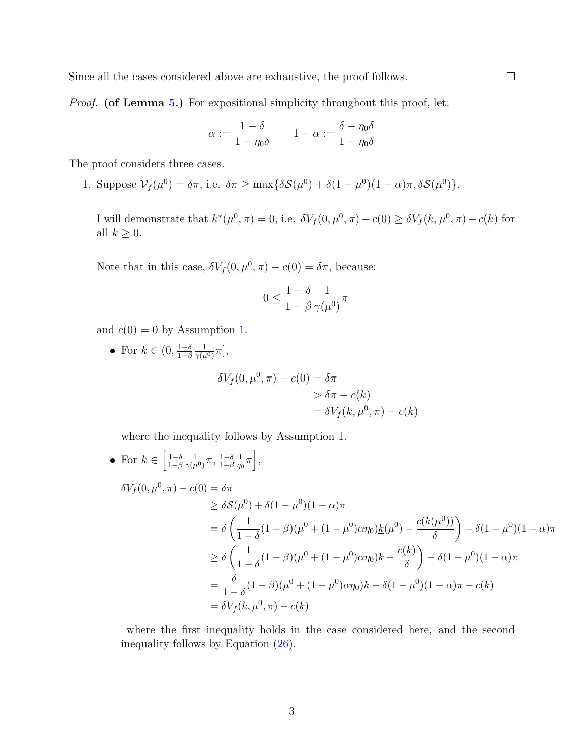Since all the cases considered above are exhaustive, the proof follows. ☐

*Proof.* **(of Lemma 5.)** For expositional simplicity throughout this proof, let:

$$\alpha := \frac{1-\delta}{1-\eta_0\delta} \qquad 1-\alpha := \frac{\delta-\eta_0\delta}{1-\eta_0\delta}$$

The proof considers three cases.

1. Suppose $\mathcal{V}_f(\mu^0) = \delta\pi$, i.e. $\delta\pi \geq \max\{\delta\underline{\mathcal{S}}(\mu^0) + \delta(1-\mu^0)(1-\alpha)\pi, \delta\overline{\mathcal{S}}(\mu^0)\}$.

   I will demonstrate that $k^*(\mu^0, \pi) = 0$, i.e. $\delta V_f(0, \mu^0, \pi) - c(0) \geq \delta V_f(k, \mu^0, \pi) - c(k)$ for all $k \geq 0$.

   Note that in this case, $\delta V_f(0, \mu^0, \pi) - c(0) = \delta\pi$, because:

   $$0 \leq \frac{1-\delta}{1-\beta}\frac{1}{\gamma(\mu^0)}\pi$$

   and $c(0) = 0$ by Assumption 1.

   - For $k \in (0, \frac{1-\delta}{1-\beta}\frac{1}{\gamma(\mu^0)}\pi]$,

     $$\begin{aligned} \delta V_f(0, \mu^0, \pi) - c(0) &= \delta\pi \\ &> \delta\pi - c(k) \\ &= \delta V_f(k, \mu^0, \pi) - c(k) \end{aligned}$$

     where the inequality follows by Assumption 1.

   - For $k \in \left[\frac{1-\delta}{1-\beta}\frac{1}{\gamma(\mu^0)}\pi, \frac{1-\delta}{1-\beta}\frac{1}{\eta_0}\pi\right]$,

     $$\begin{aligned} \delta V_f(0, \mu^0, \pi) - c(0) &= \delta\pi \\ &\geq \delta\underline{\mathcal{S}}(\mu^0) + \delta(1-\mu^0)(1-\alpha)\pi \\ &= \delta\left(\frac{1}{1-\delta}(1-\beta)(\mu^0 + (1-\mu^0)\alpha\eta_0)\underline{k}(\mu^0) - \frac{c(\underline{k}(\mu^0))}{\delta}\right) + \delta(1-\mu^0)(1-\alpha)\pi \\ &\geq \delta\left(\frac{1}{1-\delta}(1-\beta)(\mu^0 + (1-\mu^0)\alpha\eta_0)k - \frac{c(k)}{\delta}\right) + \delta(1-\mu^0)(1-\alpha)\pi \\ &= \frac{\delta}{1-\delta}(1-\beta)(\mu^0 + (1-\mu^0)\alpha\eta_0)k + \delta(1-\mu^0)(1-\alpha)\pi - c(k) \\ &= \delta V_f(k, \mu^0, \pi) - c(k) \end{aligned}$$

     where the first inequality holds in the case considered here, and the second inequality follows by Equation (26).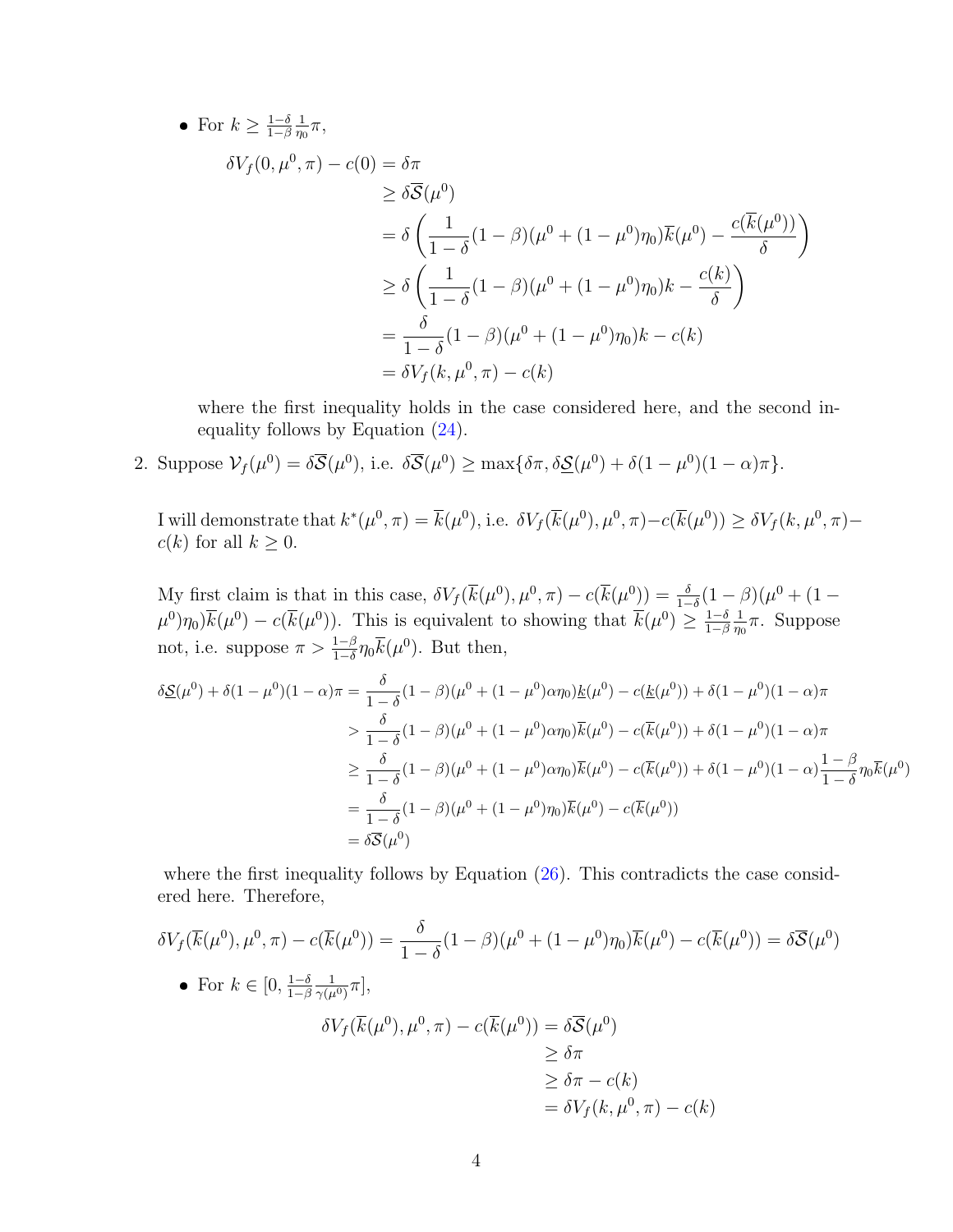- For $k \geq \frac{1-\delta}{1-\beta}\frac{1}{\eta_0}\pi$,

$$
\begin{aligned}
\delta V_f(0, \mu^0, \pi) - c(0) &= \delta\pi \\
&\geq \delta\overline{\mathcal{S}}(\mu^0) \\
&= \delta\left(\frac{1}{1-\delta}(1-\beta)(\mu^0 + (1-\mu^0)\eta_0)\overline{k}(\mu^0) - \frac{c(\overline{k}(\mu^0))}{\delta}\right) \\
&\geq \delta\left(\frac{1}{1-\delta}(1-\beta)(\mu^0 + (1-\mu^0)\eta_0)k - \frac{c(k)}{\delta}\right) \\
&= \frac{\delta}{1-\delta}(1-\beta)(\mu^0 + (1-\mu^0)\eta_0)k - c(k) \\
&= \delta V_f(k, \mu^0, \pi) - c(k)
\end{aligned}
$$

  where the first inequality holds in the case considered here, and the second inequality follows by Equation (24).

2. Suppose $\mathcal{V}_f(\mu^0) = \delta\overline{\mathcal{S}}(\mu^0)$, i.e. $\delta\overline{\mathcal{S}}(\mu^0) \geq \max\{\delta\pi, \delta\underline{\mathcal{S}}(\mu^0) + \delta(1-\mu^0)(1-\alpha)\pi\}$.

   I will demonstrate that $k^*(\mu^0, \pi) = \overline{k}(\mu^0)$, i.e. $\delta V_f(\overline{k}(\mu^0), \mu^0, \pi) - c(\overline{k}(\mu^0)) \geq \delta V_f(k, \mu^0, \pi) - c(k)$ for all $k \geq 0$.

   My first claim is that in this case, $\delta V_f(\overline{k}(\mu^0), \mu^0, \pi) - c(\overline{k}(\mu^0)) = \frac{\delta}{1-\delta}(1-\beta)(\mu^0 + (1-\mu^0)\eta_0)\overline{k}(\mu^0) - c(\overline{k}(\mu^0))$. This is equivalent to showing that $\overline{k}(\mu^0) \geq \frac{1-\delta}{1-\beta}\frac{1}{\eta_0}\pi$. Suppose not, i.e. suppose $\pi > \frac{1-\beta}{1-\delta}\eta_0\overline{k}(\mu^0)$. But then,

$$
\begin{aligned}
\delta\underline{\mathcal{S}}(\mu^0) + \delta(1-\mu^0)(1-\alpha)\pi &= \frac{\delta}{1-\delta}(1-\beta)(\mu^0 + (1-\mu^0)\alpha\eta_0)\underline{k}(\mu^0) - c(\underline{k}(\mu^0)) + \delta(1-\mu^0)(1-\alpha)\pi \\
&> \frac{\delta}{1-\delta}(1-\beta)(\mu^0 + (1-\mu^0)\alpha\eta_0)\overline{k}(\mu^0) - c(\overline{k}(\mu^0)) + \delta(1-\mu^0)(1-\alpha)\pi \\
&\geq \frac{\delta}{1-\delta}(1-\beta)(\mu^0 + (1-\mu^0)\alpha\eta_0)\overline{k}(\mu^0) - c(\overline{k}(\mu^0)) + \delta(1-\mu^0)(1-\alpha)\frac{1-\beta}{1-\delta}\eta_0\overline{k}(\mu^0) \\
&= \frac{\delta}{1-\delta}(1-\beta)(\mu^0 + (1-\mu^0)\eta_0)\overline{k}(\mu^0) - c(\overline{k}(\mu^0)) \\
&= \delta\overline{\mathcal{S}}(\mu^0)
\end{aligned}
$$

   where the first inequality follows by Equation (26). This contradicts the case considered here. Therefore,

$$
\delta V_f(\overline{k}(\mu^0), \mu^0, \pi) - c(\overline{k}(\mu^0)) = \frac{\delta}{1-\delta}(1-\beta)(\mu^0 + (1-\mu^0)\eta_0)\overline{k}(\mu^0) - c(\overline{k}(\mu^0)) = \delta\overline{\mathcal{S}}(\mu^0)
$$

   - For $k \in [0, \frac{1-\delta}{1-\beta}\frac{1}{\gamma(\mu^0)}\pi]$,

$$
\begin{aligned}
\delta V_f(\overline{k}(\mu^0), \mu^0, \pi) - c(\overline{k}(\mu^0)) &= \delta\overline{\mathcal{S}}(\mu^0) \\
&\geq \delta\pi \\
&\geq \delta\pi - c(k) \\
&= \delta V_f(k, \mu^0, \pi) - c(k)
\end{aligned}
$$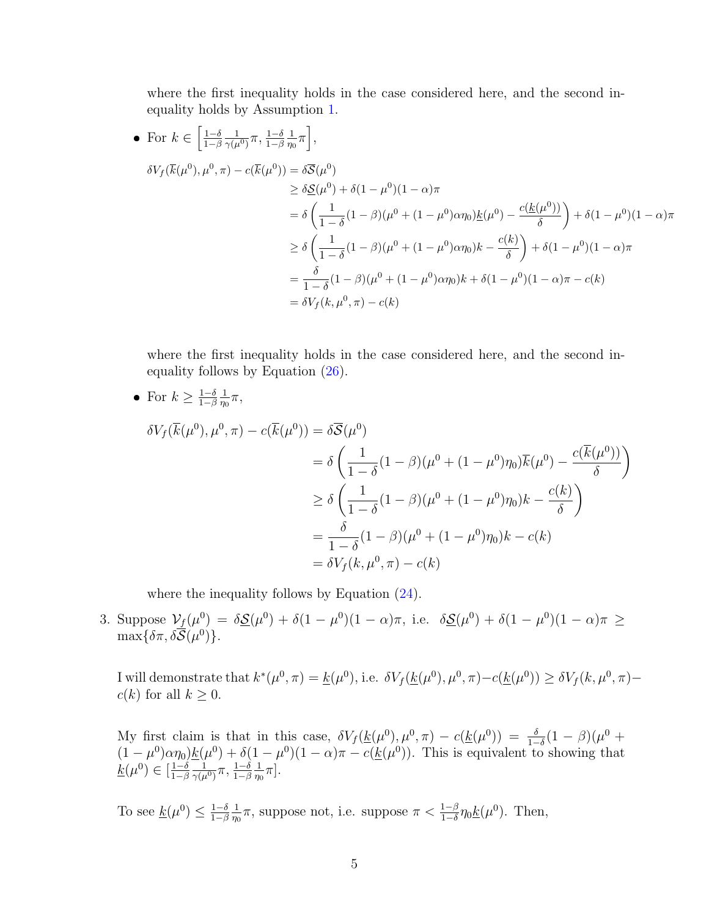where the first inequality holds in the case considered here, and the second inequality holds by Assumption 1.

- For $k \in \left[\frac{1-\delta}{1-\beta}\frac{1}{\gamma(\mu^0)}\pi, \frac{1-\delta}{1-\beta}\frac{1}{\eta_0}\pi\right]$,

$$
\begin{aligned}
\delta V_f(\overline{k}(\mu^0), \mu^0, \pi) - c(\overline{k}(\mu^0)) &= \delta \overline{\mathcal{S}}(\mu^0) \\
&\geq \delta \underline{\mathcal{S}}(\mu^0) + \delta(1-\mu^0)(1-\alpha)\pi \\
&= \delta\left(\frac{1}{1-\delta}(1-\beta)(\mu^0 + (1-\mu^0)\alpha\eta_0)\underline{k}(\mu^0) - \frac{c(\underline{k}(\mu^0))}{\delta}\right) + \delta(1-\mu^0)(1-\alpha)\pi \\
&\geq \delta\left(\frac{1}{1-\delta}(1-\beta)(\mu^0 + (1-\mu^0)\alpha\eta_0)k - \frac{c(k)}{\delta}\right) + \delta(1-\mu^0)(1-\alpha)\pi \\
&= \frac{\delta}{1-\delta}(1-\beta)(\mu^0 + (1-\mu^0)\alpha\eta_0)k + \delta(1-\mu^0)(1-\alpha)\pi - c(k) \\
&= \delta V_f(k, \mu^0, \pi) - c(k)
\end{aligned}
$$

where the first inequality holds in the case considered here, and the second inequality follows by Equation (26).

- For $k \geq \frac{1-\delta}{1-\beta}\frac{1}{\eta_0}\pi$,

$$
\begin{aligned}
\delta V_f(\overline{k}(\mu^0), \mu^0, \pi) - c(\overline{k}(\mu^0)) &= \delta \overline{\mathcal{S}}(\mu^0) \\
&= \delta\left(\frac{1}{1-\delta}(1-\beta)(\mu^0 + (1-\mu^0)\eta_0)\overline{k}(\mu^0) - \frac{c(\overline{k}(\mu^0))}{\delta}\right) \\
&\geq \delta\left(\frac{1}{1-\delta}(1-\beta)(\mu^0 + (1-\mu^0)\eta_0)k - \frac{c(k)}{\delta}\right) \\
&= \frac{\delta}{1-\delta}(1-\beta)(\mu^0 + (1-\mu^0)\eta_0)k - c(k) \\
&= \delta V_f(k, \mu^0, \pi) - c(k)
\end{aligned}
$$

where the inequality follows by Equation (24).

3. Suppose $\mathcal{V}_f(\mu^0) = \delta\underline{\mathcal{S}}(\mu^0) + \delta(1-\mu^0)(1-\alpha)\pi$, i.e. $\delta\underline{\mathcal{S}}(\mu^0) + \delta(1-\mu^0)(1-\alpha)\pi \geq \max\{\delta\pi, \delta\overline{\mathcal{S}}(\mu^0)\}$.

   I will demonstrate that $k^*(\mu^0, \pi) = \underline{k}(\mu^0)$, i.e. $\delta V_f(\underline{k}(\mu^0), \mu^0, \pi) - c(\underline{k}(\mu^0)) \geq \delta V_f(k, \mu^0, \pi) - c(k)$ for all $k \geq 0$.

   My first claim is that in this case, $\delta V_f(\underline{k}(\mu^0), \mu^0, \pi) - c(\underline{k}(\mu^0)) = \frac{\delta}{1-\delta}(1-\beta)(\mu^0 + (1-\mu^0)\alpha\eta_0)\underline{k}(\mu^0) + \delta(1-\mu^0)(1-\alpha)\pi - c(\underline{k}(\mu^0))$. This is equivalent to showing that $\underline{k}(\mu^0) \in [\frac{1-\delta}{1-\beta}\frac{1}{\gamma(\mu^0)}\pi, \frac{1-\delta}{1-\beta}\frac{1}{\eta_0}\pi]$.

   To see $\underline{k}(\mu^0) \leq \frac{1-\delta}{1-\beta}\frac{1}{\eta_0}\pi$, suppose not, i.e. suppose $\pi < \frac{1-\beta}{1-\delta}\eta_0\underline{k}(\mu^0)$. Then,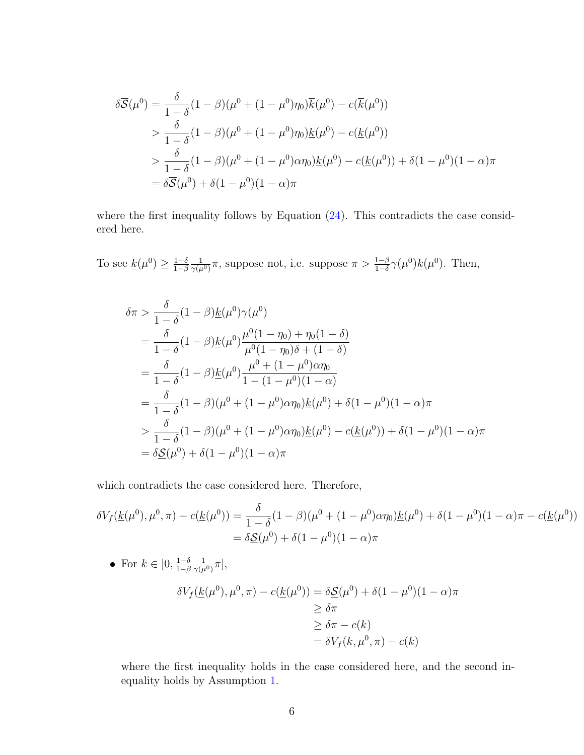$$
\begin{aligned}
\delta\overline{\mathcal{S}}(\mu^0) &= \frac{\delta}{1-\delta}(1-\beta)(\mu^0+(1-\mu^0)\eta_0)\overline{k}(\mu^0) - c(\overline{k}(\mu^0)) \\
&> \frac{\delta}{1-\delta}(1-\beta)(\mu^0+(1-\mu^0)\eta_0)\underline{k}(\mu^0) - c(\underline{k}(\mu^0)) \\
&> \frac{\delta}{1-\delta}(1-\beta)(\mu^0+(1-\mu^0)\alpha\eta_0)\underline{k}(\mu^0) - c(\underline{k}(\mu^0)) + \delta(1-\mu^0)(1-\alpha)\pi \\
&= \delta\overline{\mathcal{S}}(\mu^0) + \delta(1-\mu^0)(1-\alpha)\pi
\end{aligned}
$$

where the first inequality follows by Equation (24). This contradicts the case considered here.

To see $\underline{k}(\mu^0) \geq \frac{1-\delta}{1-\beta}\frac{1}{\gamma(\mu^0)}\pi$, suppose not, i.e. suppose $\pi > \frac{1-\beta}{1-\delta}\gamma(\mu^0)\underline{k}(\mu^0)$. Then,

$$
\begin{aligned}
\delta\pi &> \frac{\delta}{1-\delta}(1-\beta)\underline{k}(\mu^0)\gamma(\mu^0) \\
&= \frac{\delta}{1-\delta}(1-\beta)\underline{k}(\mu^0)\frac{\mu^0(1-\eta_0)+\eta_0(1-\delta)}{\mu^0(1-\eta_0)\delta+(1-\delta)} \\
&= \frac{\delta}{1-\delta}(1-\beta)\underline{k}(\mu^0)\frac{\mu^0+(1-\mu^0)\alpha\eta_0}{1-(1-\mu^0)(1-\alpha)} \\
&= \frac{\delta}{1-\delta}(1-\beta)(\mu^0+(1-\mu^0)\alpha\eta_0)\underline{k}(\mu^0) + \delta(1-\mu^0)(1-\alpha)\pi \\
&> \frac{\delta}{1-\delta}(1-\beta)(\mu^0+(1-\mu^0)\alpha\eta_0)\underline{k}(\mu^0) - c(\underline{k}(\mu^0)) + \delta(1-\mu^0)(1-\alpha)\pi \\
&= \delta\underline{\mathcal{S}}(\mu^0) + \delta(1-\mu^0)(1-\alpha)\pi
\end{aligned}
$$

which contradicts the case considered here. Therefore,

$$
\begin{aligned}
\delta V_f(\underline{k}(\mu^0),\mu^0,\pi) - c(\underline{k}(\mu^0)) &= \frac{\delta}{1-\delta}(1-\beta)(\mu^0+(1-\mu^0)\alpha\eta_0)\underline{k}(\mu^0) + \delta(1-\mu^0)(1-\alpha)\pi - c(\underline{k}(\mu^0)) \\
&= \delta\underline{\mathcal{S}}(\mu^0) + \delta(1-\mu^0)(1-\alpha)\pi
\end{aligned}
$$

- For $k \in [0, \frac{1-\delta}{1-\beta}\frac{1}{\gamma(\mu^0)}\pi]$,

$$
\begin{aligned}
\delta V_f(\underline{k}(\mu^0),\mu^0,\pi) - c(\underline{k}(\mu^0)) &= \delta\underline{\mathcal{S}}(\mu^0) + \delta(1-\mu^0)(1-\alpha)\pi \\
&\geq \delta\pi \\
&\geq \delta\pi - c(k) \\
&= \delta V_f(k,\mu^0,\pi) - c(k)
\end{aligned}
$$

  where the first inequality holds in the case considered here, and the second inequality holds by Assumption 1.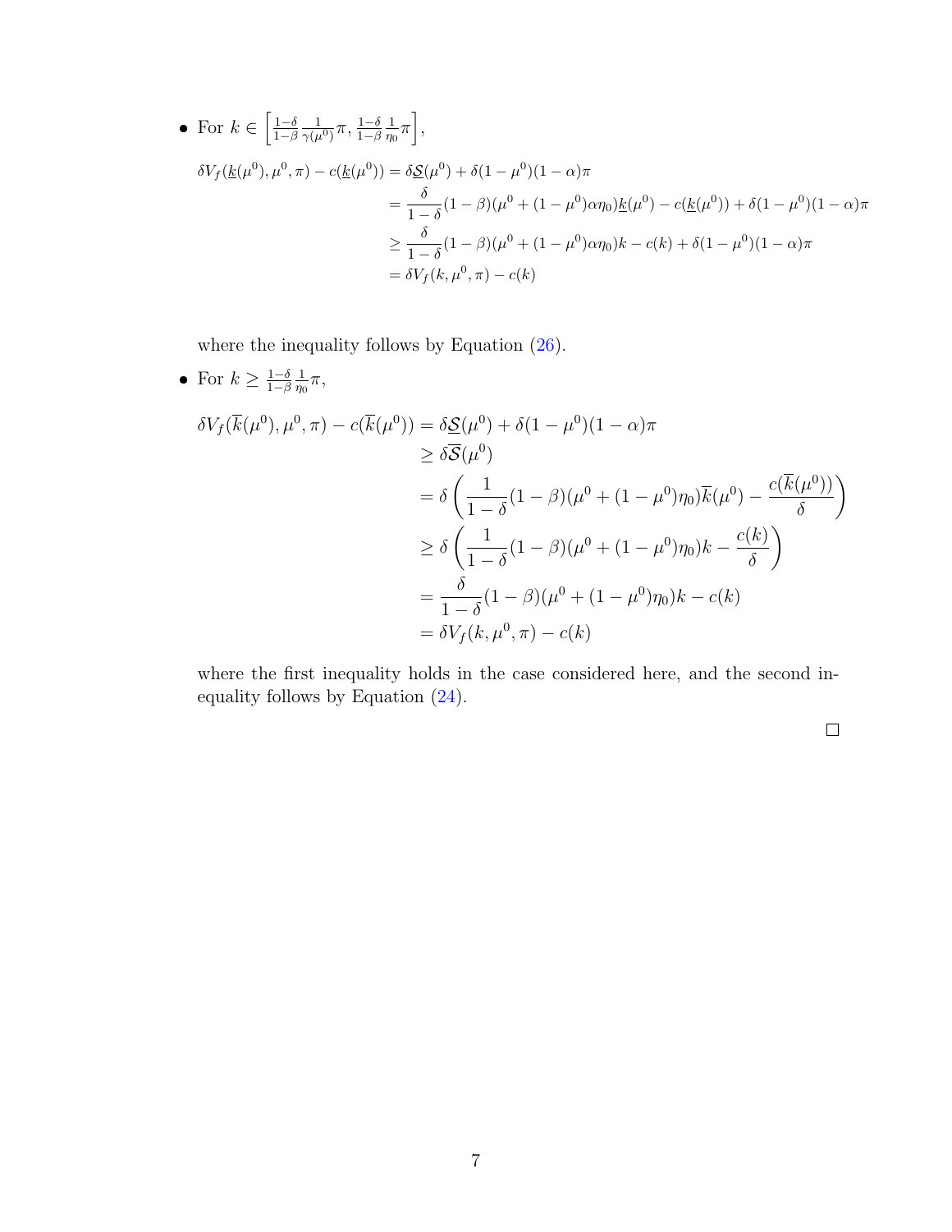- For $k \in \left[\frac{1-\delta}{1-\beta}\frac{1}{\gamma(\mu^0)}\pi, \frac{1-\delta}{1-\beta}\frac{1}{\eta_0}\pi\right]$,

$$
\begin{aligned}
\delta V_f(\underline{k}(\mu^0), \mu^0, \pi) - c(\underline{k}(\mu^0)) &= \delta \underline{\mathcal{S}}(\mu^0) + \delta(1-\mu^0)(1-\alpha)\pi \\
&= \frac{\delta}{1-\delta}(1-\beta)(\mu^0 + (1-\mu^0)\alpha\eta_0)\underline{k}(\mu^0) - c(\underline{k}(\mu^0)) + \delta(1-\mu^0)(1-\alpha)\pi \\
&\geq \frac{\delta}{1-\delta}(1-\beta)(\mu^0 + (1-\mu^0)\alpha\eta_0)k - c(k) + \delta(1-\mu^0)(1-\alpha)\pi \\
&= \delta V_f(k, \mu^0, \pi) - c(k)
\end{aligned}
$$

where the inequality follows by Equation (26).

- For $k \geq \frac{1-\delta}{1-\beta}\frac{1}{\eta_0}\pi$,

$$
\begin{aligned}
\delta V_f(\overline{k}(\mu^0), \mu^0, \pi) - c(\overline{k}(\mu^0)) &= \delta \underline{\mathcal{S}}(\mu^0) + \delta(1-\mu^0)(1-\alpha)\pi \\
&\geq \delta \overline{\mathcal{S}}(\mu^0) \\
&= \delta \left( \frac{1}{1-\delta}(1-\beta)(\mu^0 + (1-\mu^0)\eta_0)\overline{k}(\mu^0) - \frac{c(\overline{k}(\mu^0))}{\delta} \right) \\
&\geq \delta \left( \frac{1}{1-\delta}(1-\beta)(\mu^0 + (1-\mu^0)\eta_0)k - \frac{c(k)}{\delta} \right) \\
&= \frac{\delta}{1-\delta}(1-\beta)(\mu^0 + (1-\mu^0)\eta_0)k - c(k) \\
&= \delta V_f(k, \mu^0, \pi) - c(k)
\end{aligned}
$$

where the first inequality holds in the case considered here, and the second inequality follows by Equation (24).

□